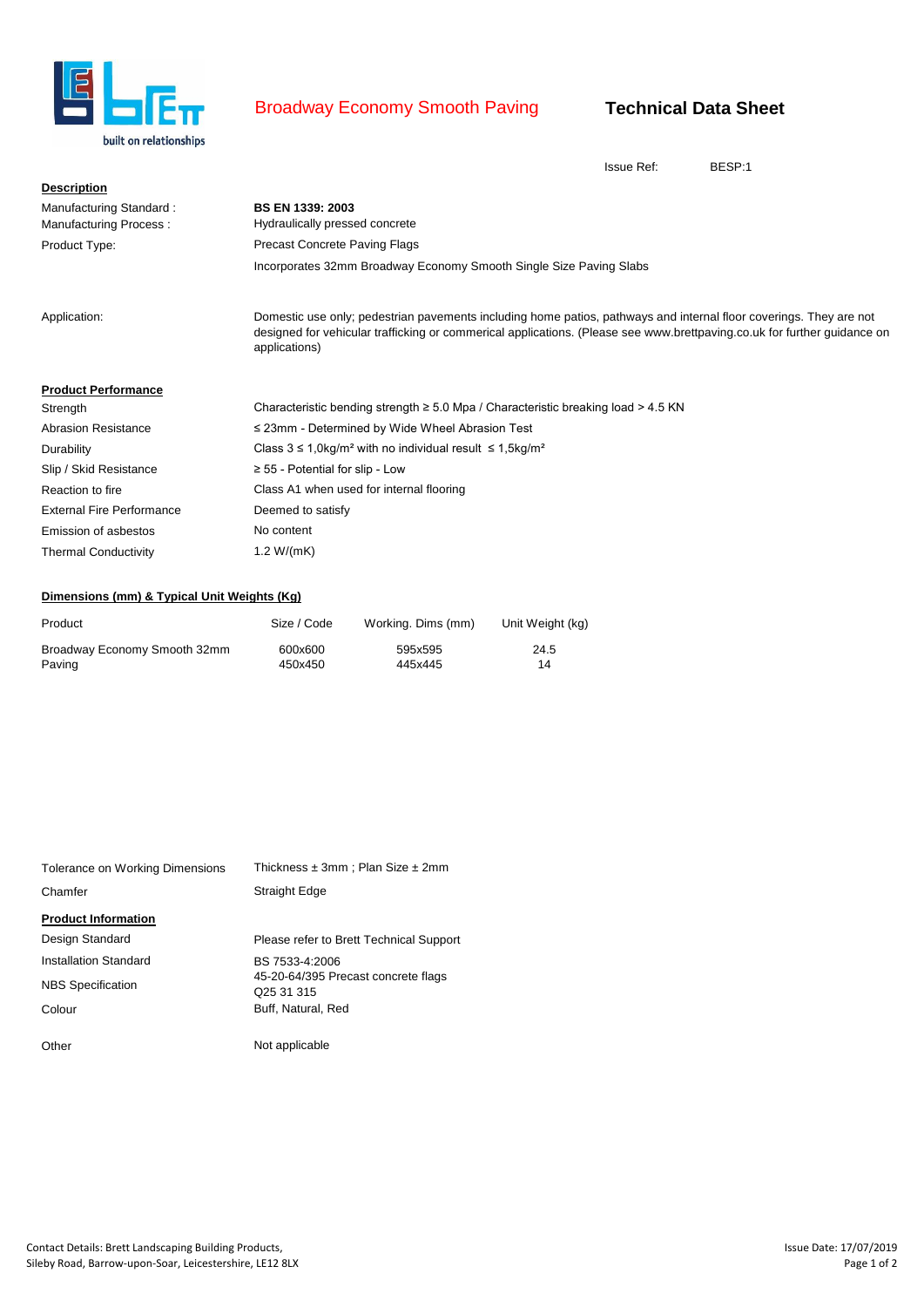built on relationships

# Broadway Economy Smooth Paving

## Technical Data Sheet

Issue Ref: BESP:1

### Description

| | |
|---|---|
| Manufacturing Standard : | **BS EN 1339: 2003** |
| Manufacturing Process : | Hydraulically pressed concrete |
| Product Type: | Precast Concrete Paving Flags |
| | Incorporates 32mm Broadway Economy Smooth Single Size Paving Slabs |
| Application: | Domestic use only; pedestrian pavements including home patios, pathways and internal floor coverings. They are not designed for vehicular trafficking or commerical applications. (Please see www.brettpaving.co.uk for further guidance on applications) |

### Product Performance

| | |
|---|---|
| Strength | Characteristic bending strength ≥ 5.0 Mpa / Characteristic breaking load > 4.5 KN |
| Abrasion Resistance | ≤ 23mm - Determined by Wide Wheel Abrasion Test |
| Durability | Class 3 ≤ 1,0kg/m² with no individual result ≤ 1,5kg/m² |
| Slip / Skid Resistance | ≥ 55 - Potential for slip - Low |
| Reaction to fire | Class A1 when used for internal flooring |
| External Fire Performance | Deemed to satisfy |
| Emission of asbestos | No content |
| Thermal Conductivity | 1.2 W/(mK) |

### Dimensions (mm) & Typical Unit Weights (Kg)

| Product | Size / Code | Working. Dims (mm) | Unit Weight (kg) |
|---|---|---|---|
| Broadway Economy Smooth 32mm Paving | 600x600 | 595x595 | 24.5 |
| | 450x450 | 445x445 | 14 |

| | |
|---|---|
| Tolerance on Working Dimensions | Thickness ± 3mm ; Plan Size ± 2mm |
| Chamfer | Straight Edge |

### Product Information

| | |
|---|---|
| Design Standard | Please refer to Brett Technical Support |
| Installation Standard | BS 7533-4:2006 |
| NBS Specification | 45-20-64/395 Precast concrete flags Q25 31 315 |
| Colour | Buff, Natural, Red |
| Other | Not applicable |

Contact Details: Brett Landscaping Building Products, Sileby Road, Barrow-upon-Soar, Leicestershire, LE12 8LX

Issue Date: 17/07/2019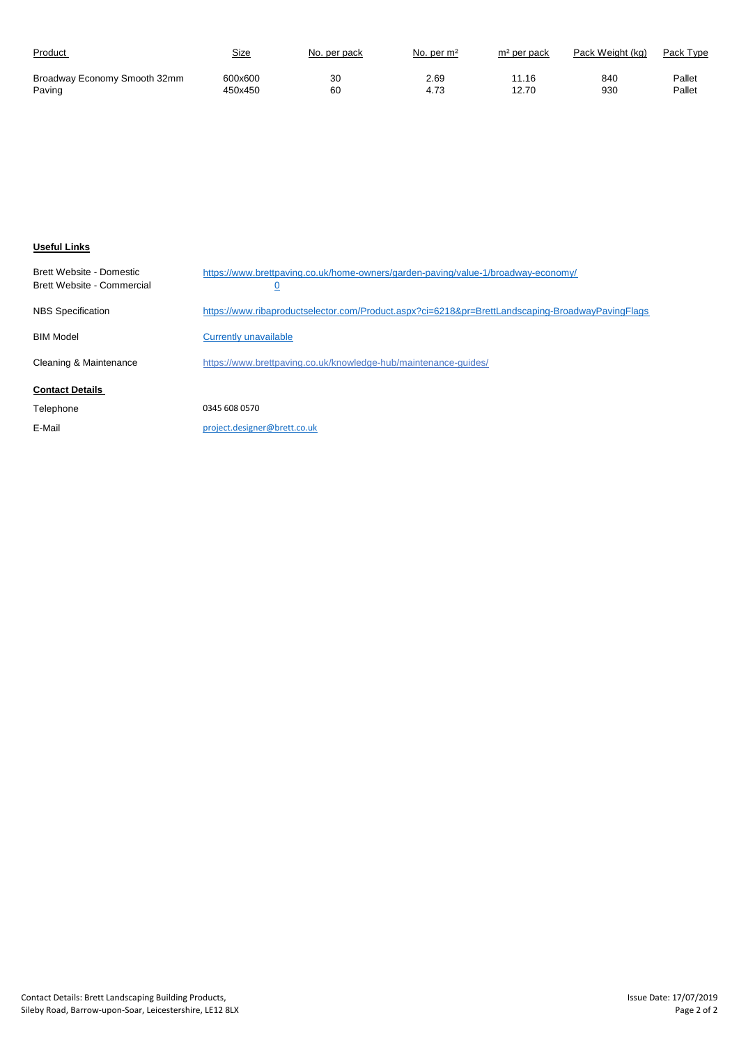| Product | Size | No. per pack | No. per m² | m² per pack | Pack Weight (kg) | Pack Type |
|---|---|---|---|---|---|---|
| Broadway Economy Smooth 32mm Paving | 600x600 | 30 | 2.69 | 11.16 | 840 | Pallet |
| | 450x450 | 60 | 4.73 | 12.70 | 930 | Pallet |

**Useful Links**

| | |
|---|---|
| Brett Website - Domestic | https://www.brettpaving.co.uk/home-owners/garden-paving/value-1/broadway-economy/ |
| Brett Website - Commercial | 0 |
| NBS Specification | https://www.ribaproductselector.com/Product.aspx?ci=6218&pr=BrettLandscaping-BroadwayPavingFlags |
| BIM Model | Currently unavailable |
| Cleaning & Maintenance | https://www.brettpaving.co.uk/knowledge-hub/maintenance-guides/ |

**Contact Details**

| | |
|---|---|
| Telephone | 0345 608 0570 |
| E-Mail | project.designer@brett.co.uk |

Contact Details: Brett Landscaping Building Products,
Sileby Road, Barrow-upon-Soar, Leicestershire, LE12 8LX

Issue Date: 17/07/2019